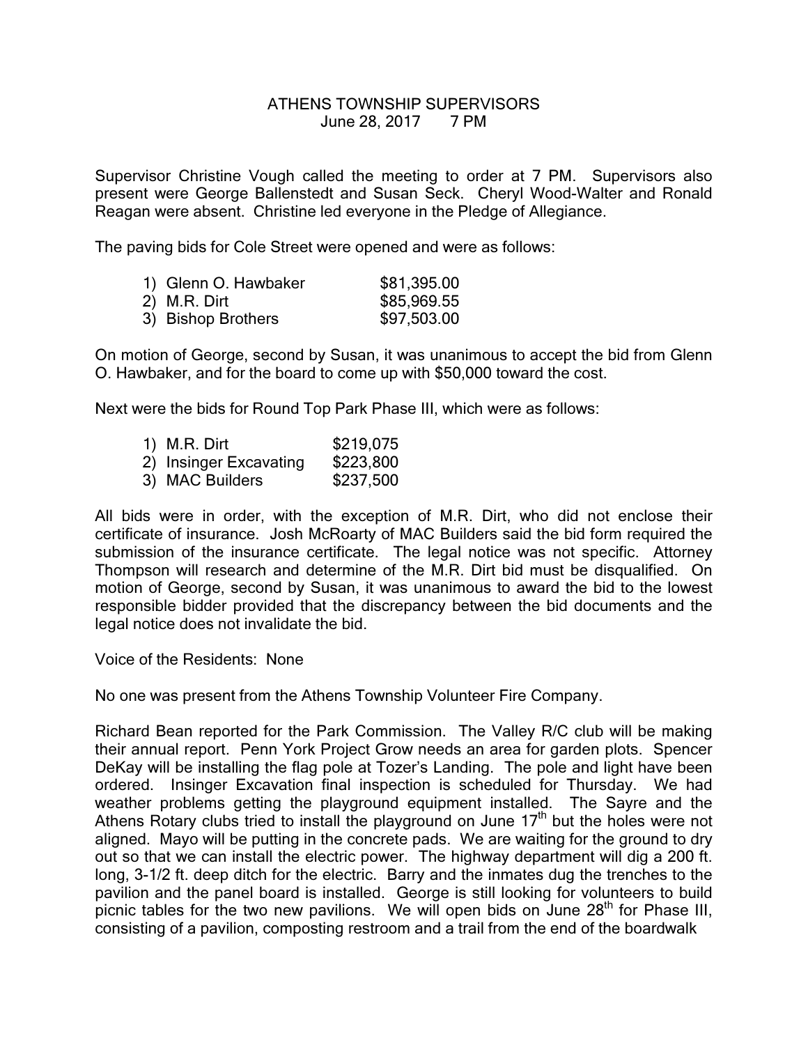# ATHENS TOWNSHIP SUPERVISORS
June 28, 2017 7 PM

Supervisor Christine Vough called the meeting to order at 7 PM. Supervisors also present were George Ballenstedt and Susan Seck. Cheryl Wood-Walter and Ronald Reagan were absent. Christine led everyone in the Pledge of Allegiance.

The paving bids for Cole Street were opened and were as follows:

1) Glenn O. Hawbaker $81,395.00
2) M.R. Dirt $85,969.55
3) Bishop Brothers $97,503.00

On motion of George, second by Susan, it was unanimous to accept the bid from Glenn O. Hawbaker, and for the board to come up with $50,000 toward the cost.

Next were the bids for Round Top Park Phase III, which were as follows:

1) M.R. Dirt $219,075
2) Insinger Excavating $223,800
3) MAC Builders $237,500

All bids were in order, with the exception of M.R. Dirt, who did not enclose their certificate of insurance. Josh McRoarty of MAC Builders said the bid form required the submission of the insurance certificate. The legal notice was not specific. Attorney Thompson will research and determine of the M.R. Dirt bid must be disqualified. On motion of George, second by Susan, it was unanimous to award the bid to the lowest responsible bidder provided that the discrepancy between the bid documents and the legal notice does not invalidate the bid.

Voice of the Residents: None

No one was present from the Athens Township Volunteer Fire Company.

Richard Bean reported for the Park Commission. The Valley R/C club will be making their annual report. Penn York Project Grow needs an area for garden plots. Spencer DeKay will be installing the flag pole at Tozer's Landing. The pole and light have been ordered. Insinger Excavation final inspection is scheduled for Thursday. We had weather problems getting the playground equipment installed. The Sayre and the Athens Rotary clubs tried to install the playground on June 17th but the holes were not aligned. Mayo will be putting in the concrete pads. We are waiting for the ground to dry out so that we can install the electric power. The highway department will dig a 200 ft. long, 3-1/2 ft. deep ditch for the electric. Barry and the inmates dug the trenches to the pavilion and the panel board is installed. George is still looking for volunteers to build picnic tables for the two new pavilions. We will open bids on June 28th for Phase III, consisting of a pavilion, composting restroom and a trail from the end of the boardwalk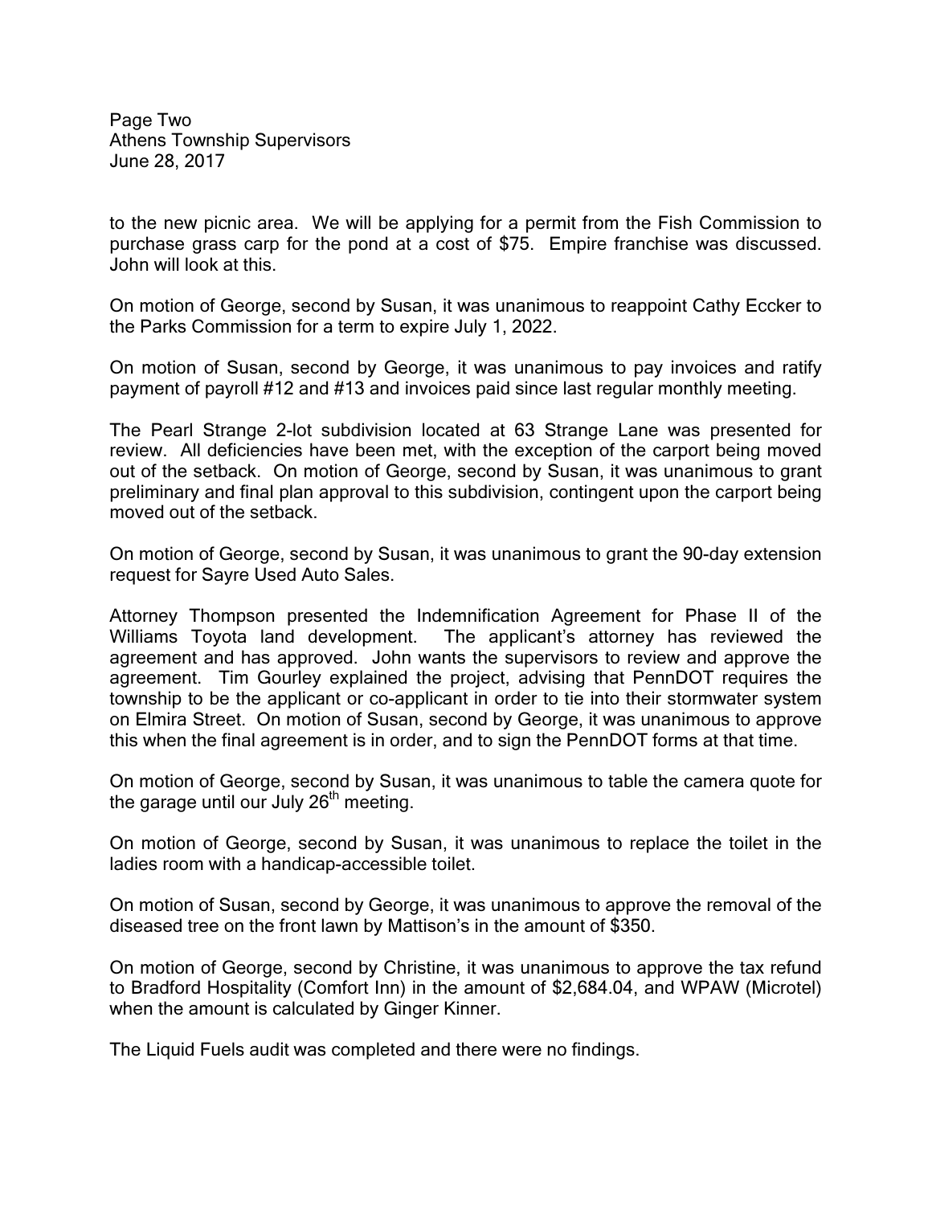to the new picnic area. We will be applying for a permit from the Fish Commission to purchase grass carp for the pond at a cost of $75. Empire franchise was discussed. John will look at this.

On motion of George, second by Susan, it was unanimous to reappoint Cathy Eccker to the Parks Commission for a term to expire July 1, 2022.

On motion of Susan, second by George, it was unanimous to pay invoices and ratify payment of payroll #12 and #13 and invoices paid since last regular monthly meeting.

The Pearl Strange 2-lot subdivision located at 63 Strange Lane was presented for review. All deficiencies have been met, with the exception of the carport being moved out of the setback. On motion of George, second by Susan, it was unanimous to grant preliminary and final plan approval to this subdivision, contingent upon the carport being moved out of the setback.

On motion of George, second by Susan, it was unanimous to grant the 90-day extension request for Sayre Used Auto Sales.

Attorney Thompson presented the Indemnification Agreement for Phase II of the Williams Toyota land development. The applicant's attorney has reviewed the agreement and has approved. John wants the supervisors to review and approve the agreement. Tim Gourley explained the project, advising that PennDOT requires the township to be the applicant or co-applicant in order to tie into their stormwater system on Elmira Street. On motion of Susan, second by George, it was unanimous to approve this when the final agreement is in order, and to sign the PennDOT forms at that time.

On motion of George, second by Susan, it was unanimous to table the camera quote for the garage until our July 26th meeting.

On motion of George, second by Susan, it was unanimous to replace the toilet in the ladies room with a handicap-accessible toilet.

On motion of Susan, second by George, it was unanimous to approve the removal of the diseased tree on the front lawn by Mattison's in the amount of $350.

On motion of George, second by Christine, it was unanimous to approve the tax refund to Bradford Hospitality (Comfort Inn) in the amount of $2,684.04, and WPAW (Microtel) when the amount is calculated by Ginger Kinner.

The Liquid Fuels audit was completed and there were no findings.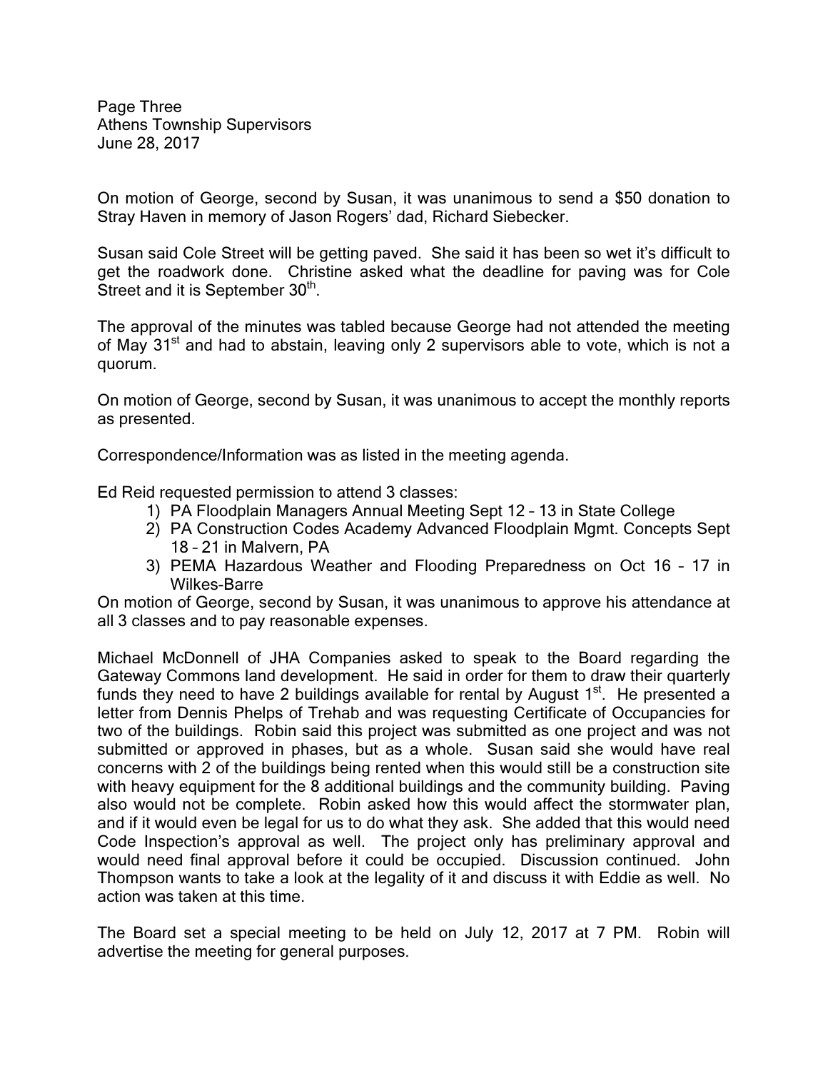On motion of George, second by Susan, it was unanimous to send a $50 donation to Stray Haven in memory of Jason Rogers' dad, Richard Siebecker.

Susan said Cole Street will be getting paved. She said it has been so wet it's difficult to get the roadwork done. Christine asked what the deadline for paving was for Cole Street and it is September 30th.

The approval of the minutes was tabled because George had not attended the meeting of May 31st and had to abstain, leaving only 2 supervisors able to vote, which is not a quorum.

On motion of George, second by Susan, it was unanimous to accept the monthly reports as presented.

Correspondence/Information was as listed in the meeting agenda.

Ed Reid requested permission to attend 3 classes:

1) PA Floodplain Managers Annual Meeting Sept 12 – 13 in State College
2) PA Construction Codes Academy Advanced Floodplain Mgmt. Concepts Sept 18 – 21 in Malvern, PA
3) PEMA Hazardous Weather and Flooding Preparedness on Oct 16 – 17 in Wilkes-Barre

On motion of George, second by Susan, it was unanimous to approve his attendance at all 3 classes and to pay reasonable expenses.

Michael McDonnell of JHA Companies asked to speak to the Board regarding the Gateway Commons land development. He said in order for them to draw their quarterly funds they need to have 2 buildings available for rental by August 1st. He presented a letter from Dennis Phelps of Trehab and was requesting Certificate of Occupancies for two of the buildings. Robin said this project was submitted as one project and was not submitted or approved in phases, but as a whole. Susan said she would have real concerns with 2 of the buildings being rented when this would still be a construction site with heavy equipment for the 8 additional buildings and the community building. Paving also would not be complete. Robin asked how this would affect the stormwater plan, and if it would even be legal for us to do what they ask. She added that this would need Code Inspection's approval as well. The project only has preliminary approval and would need final approval before it could be occupied. Discussion continued. John Thompson wants to take a look at the legality of it and discuss it with Eddie as well. No action was taken at this time.

The Board set a special meeting to be held on July 12, 2017 at 7 PM. Robin will advertise the meeting for general purposes.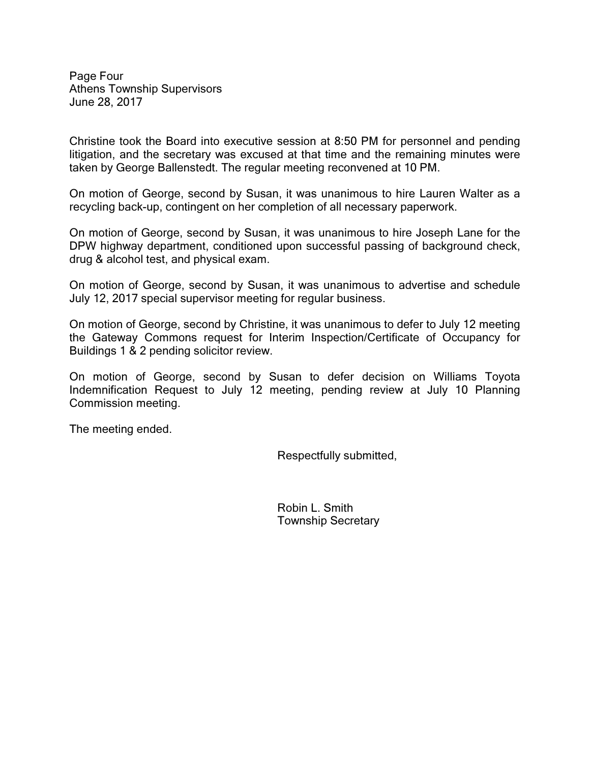Christine took the Board into executive session at 8:50 PM for personnel and pending litigation, and the secretary was excused at that time and the remaining minutes were taken by George Ballenstedt. The regular meeting reconvened at 10 PM.

On motion of George, second by Susan, it was unanimous to hire Lauren Walter as a recycling back-up, contingent on her completion of all necessary paperwork.

On motion of George, second by Susan, it was unanimous to hire Joseph Lane for the DPW highway department, conditioned upon successful passing of background check, drug & alcohol test, and physical exam.

On motion of George, second by Susan, it was unanimous to advertise and schedule July 12, 2017 special supervisor meeting for regular business.

On motion of George, second by Christine, it was unanimous to defer to July 12 meeting the Gateway Commons request for Interim Inspection/Certificate of Occupancy for Buildings 1 & 2 pending solicitor review.

On motion of George, second by Susan to defer decision on Williams Toyota Indemnification Request to July 12 meeting, pending review at July 10 Planning Commission meeting.

The meeting ended.

Respectfully submitted,

Robin L. Smith
Township Secretary